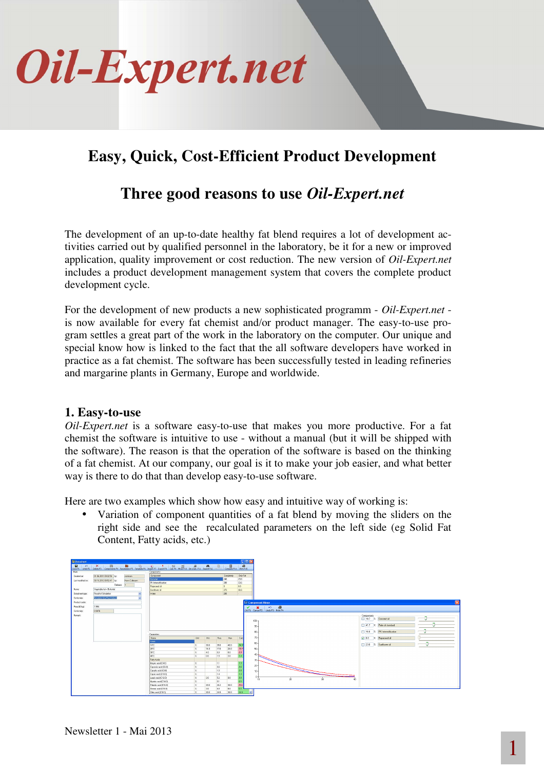# Oil-Expert.net

## Easy, Quick, Cost-Efficient Product Development

## Three good reasons to use *Oil-Expert.net*

The development of an up-to-date healthy fat blend requires a lot of development activities carried out by qualified personnel in the laboratory, be it for a new or improved application, quality improvement or cost reduction. The new version of *Oil-Expert.net* includes a product development management system that covers the complete product development cycle.

For the development of new products a new sophisticated programm - *Oil-Expert.net* - is now available for every fat chemist and/or product manager. The easy-to-use program settles a great part of the work in the laboratory on the computer. Our unique and special know how is linked to the fact that the all software developers have worked in practice as a fat chemist. The software has been successfully tested in leading refineries and margarine plants in Germany, Europe and worldwide.

### 1. Easy-to-use

*Oil-Expert.net* is a software easy-to-use that makes you more productive. For a fat chemist the software is intuitive to use - without a manual (but it will be shipped with the software). The reason is that the operation of the software is based on the thinking of a fat chemist. At our company, our goal is it to make your job easier, and what better way is there to do that than develop easy-to-use software.

Here are two examples which show how easy and intuitive way of working is:

- Variation of component quantities of a fat blend by moving the sliders on the right side and see the recalculated parameters on the left side (eg Solid Fat Content, Fatty acids, etc.)

Newsletter 1 - Mai 2013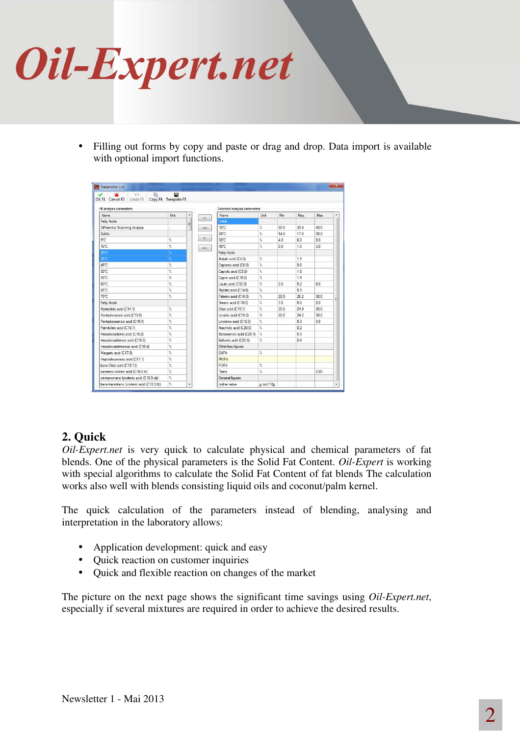- Filling out forms by copy and paste or drag and drop. Data import is available with optional import functions.

## 2. Quick

*Oil-Expert.net* is very quick to calculate physical and chemical parameters of fat blends. One of the physical parameters is the Solid Fat Content. *Oil-Expert* is working with special algorithms to calculate the Solid Fat Content of fat blends The calculation works also well with blends consisting liquid oils and coconut/palm kernel.

The quick calculation of the parameters instead of blending, analysing and interpretation in the laboratory allows:

- Application development: quick and easy
- Quick reaction on customer inquiries
- Quick and flexible reaction on changes of the market

The picture on the next page shows the significant time savings using *Oil-Expert.net*, especially if several mixtures are required in order to achieve the desired results.

Newsletter 1 - Mai 2013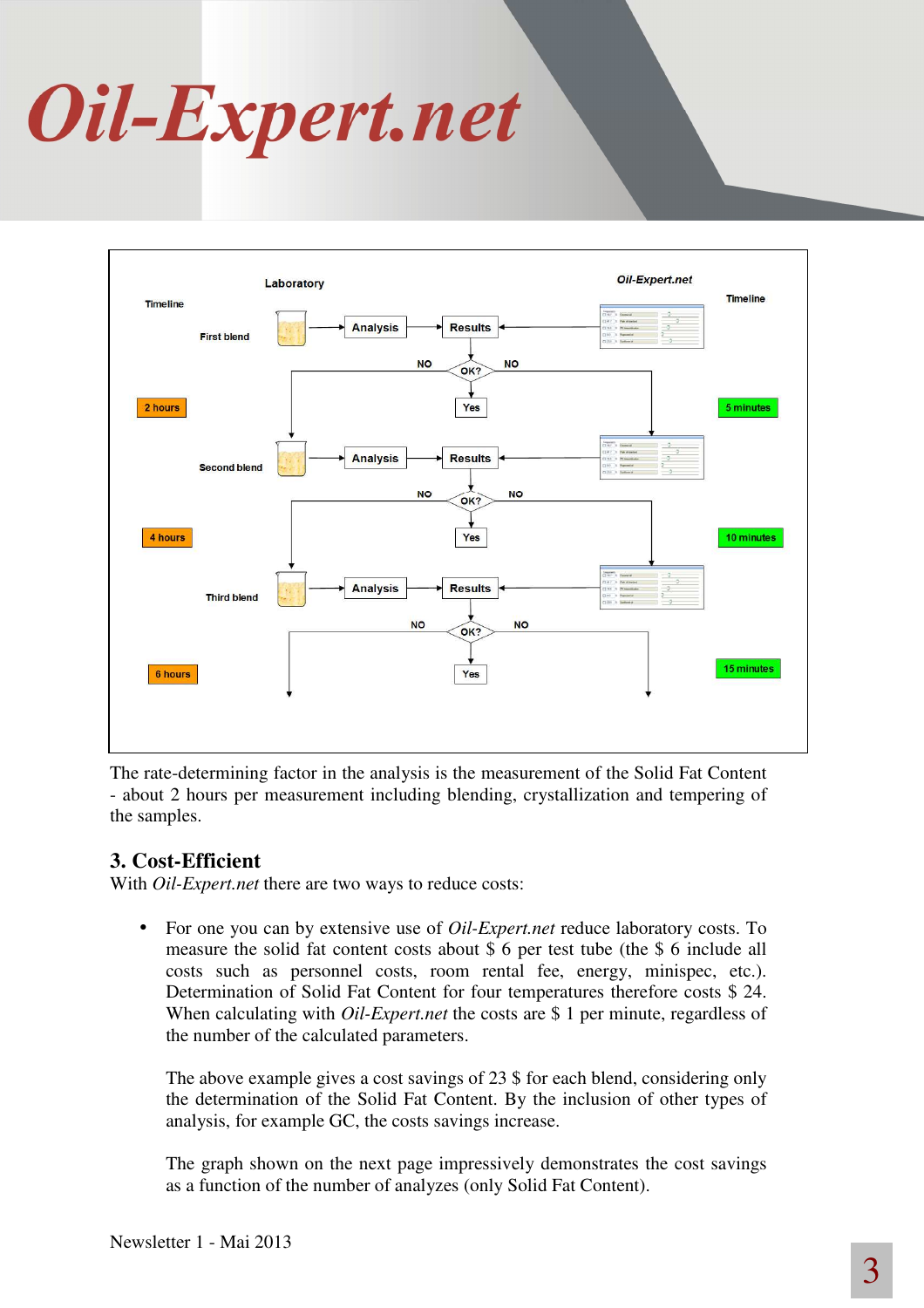The rate-determining factor in the analysis is the measurement of the Solid Fat Content - about 2 hours per measurement including blending, crystallization and tempering of the samples.

## 3. Cost-Efficient

With *Oil-Expert.net* there are two ways to reduce costs:

- For one you can by extensive use of *Oil-Expert.net* reduce laboratory costs. To measure the solid fat content costs about \$ 6 per test tube (the \$ 6 include all costs such as personnel costs, room rental fee, energy, minispec, etc.). Determination of Solid Fat Content for four temperatures therefore costs \$ 24. When calculating with *Oil-Expert.net* the costs are \$ 1 per minute, regardless of the number of the calculated parameters.

  The above example gives a cost savings of 23 \$ for each blend, considering only the determination of the Solid Fat Content. By the inclusion of other types of analysis, for example GC, the costs savings increase.

  The graph shown on the next page impressively demonstrates the cost savings as a function of the number of analyzes (only Solid Fat Content).

Newsletter 1 - Mai 2013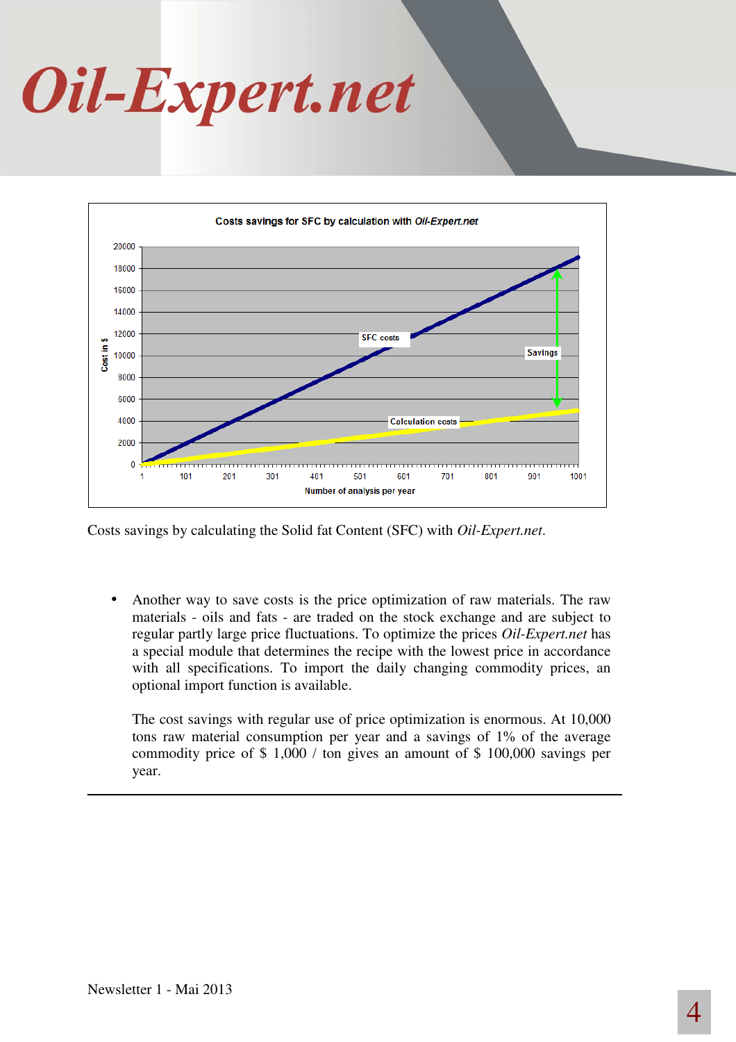Costs savings for SFC by calculation with *Oil-Expert.net*

Costs savings by calculating the Solid fat Content (SFC) with *Oil-Expert.net*.

- Another way to save costs is the price optimization of raw materials. The raw materials - oils and fats - are traded on the stock exchange and are subject to regular partly large price fluctuations. To optimize the prices *Oil-Expert.net* has a special module that determines the recipe with the lowest price in accordance with all specifications. To import the daily changing commodity prices, an optional import function is available.

  The cost savings with regular use of price optimization is enormous. At 10,000 tons raw material consumption per year and a savings of 1% of the average commodity price of $ 1,000 / ton gives an amount of $ 100,000 savings per year.

---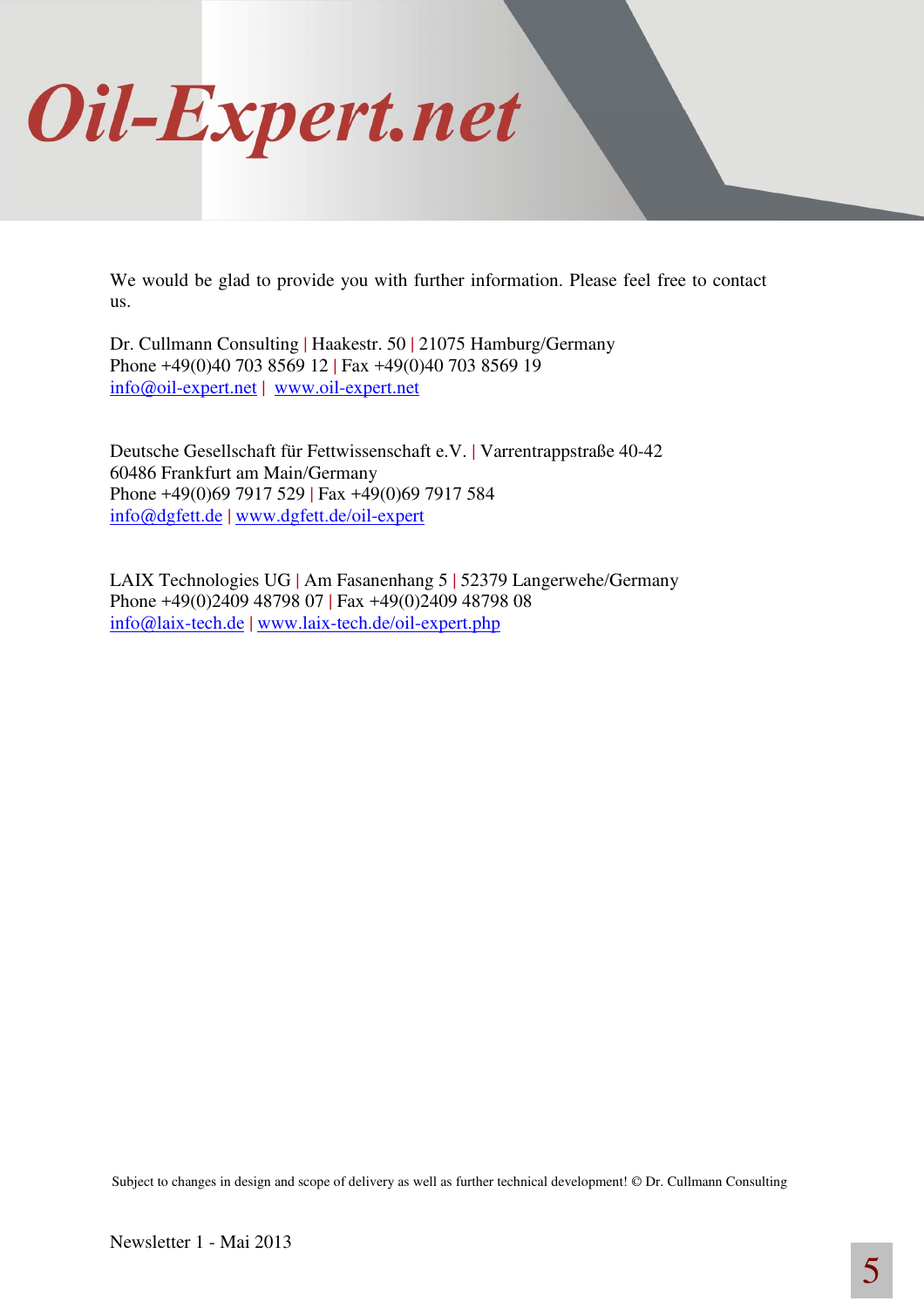# Oil-Expert.net

We would be glad to provide you with further information. Please feel free to contact us.

Dr. Cullmann Consulting | Haakestr. 50 | 21075 Hamburg/Germany
Phone +49(0)40 703 8569 12 | Fax +49(0)40 703 8569 19
info@oil-expert.net | www.oil-expert.net

Deutsche Gesellschaft für Fettwissenschaft e.V. | Varrentrappstraße 40-42
60486 Frankfurt am Main/Germany
Phone +49(0)69 7917 529 | Fax +49(0)69 7917 584
info@dgfett.de | www.dgfett.de/oil-expert

LAIX Technologies UG | Am Fasanenhang 5 | 52379 Langerwehe/Germany
Phone +49(0)2409 48798 07 | Fax +49(0)2409 48798 08
info@laix-tech.de | www.laix-tech.de/oil-expert.php

Subject to changes in design and scope of delivery as well as further technical development! © Dr. Cullmann Consulting

Newsletter 1 - Mai 2013